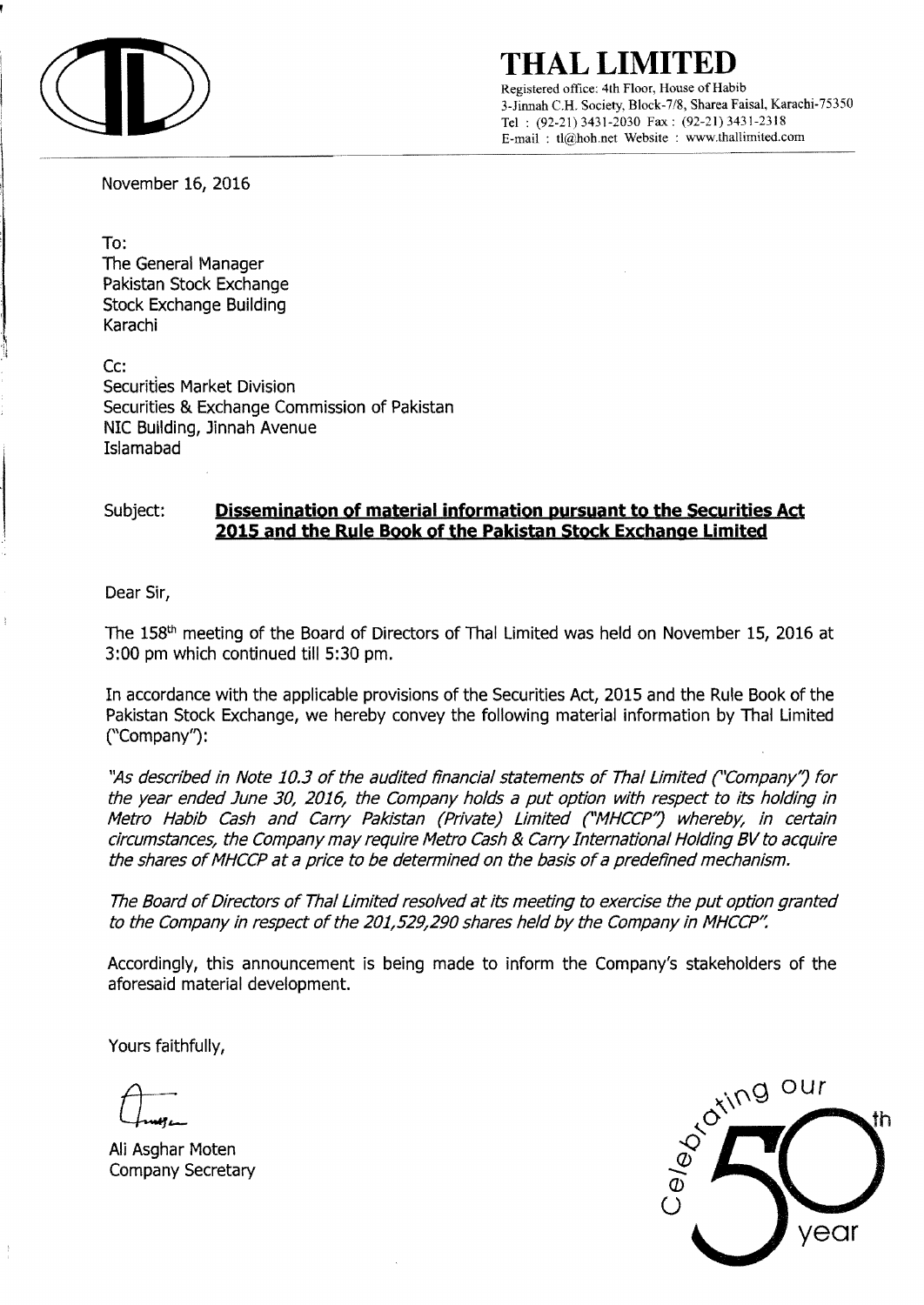# THAL LIMITED

Registered office: 4th Floor, House of Habib
3-Jinnah C.H. Society, Block-7/8, Sharea Faisal, Karachi-75350
Tel : (92-21) 3431-2030 Fax : (92-21) 3431-2318
E-mail : tl@hoh.net Website : www.thallimited.com

November 16, 2016

To:
The General Manager
Pakistan Stock Exchange
Stock Exchange Building
Karachi

Cc:
Securities Market Division
Securities & Exchange Commission of Pakistan
NIC Building, Jinnah Avenue
Islamabad

Subject: **Dissemination of material information pursuant to the Securities Act 2015 and the Rule Book of the Pakistan Stock Exchange Limited**

Dear Sir,

The 158th meeting of the Board of Directors of Thal Limited was held on November 15, 2016 at 3:00 pm which continued till 5:30 pm.

In accordance with the applicable provisions of the Securities Act, 2015 and the Rule Book of the Pakistan Stock Exchange, we hereby convey the following material information by Thal Limited ("Company"):

*"As described in Note 10.3 of the audited financial statements of Thal Limited ("Company") for the year ended June 30, 2016, the Company holds a put option with respect to its holding in Metro Habib Cash and Carry Pakistan (Private) Limited ("MHCCP") whereby, in certain circumstances, the Company may require Metro Cash & Carry International Holding BV to acquire the shares of MHCCP at a price to be determined on the basis of a predefined mechanism.*

*The Board of Directors of Thal Limited resolved at its meeting to exercise the put option granted to the Company in respect of the 201,529,290 shares held by the Company in MHCCP".*

Accordingly, this announcement is being made to inform the Company's stakeholders of the aforesaid material development.

Yours faithfully,

Ali Asghar Moten
Company Secretary

Celebrating our 50th year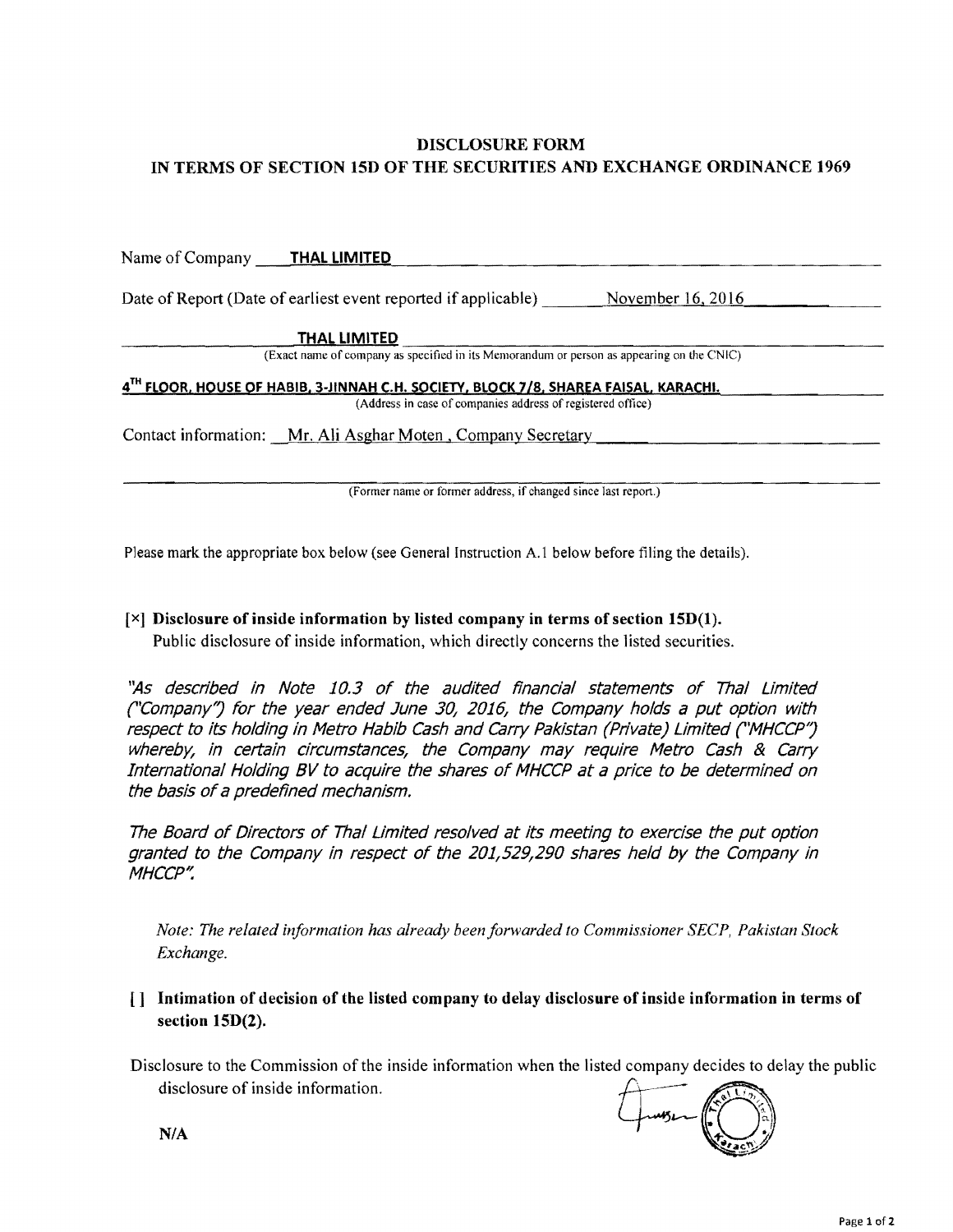**DISCLOSURE FORM**
**IN TERMS OF SECTION 15D OF THE SECURITIES AND EXCHANGE ORDINANCE 1969**

Name of Company **THAL LIMITED**

Date of Report (Date of earliest event reported if applicable) November 16, 2016

**THAL LIMITED**
(Exact name of company as specified in its Memorandum or person as appearing on the CNIC)

**4TH FLOOR, HOUSE OF HABIB, 3-JINNAH C.H. SOCIETY, BLOCK 7/8, SHAREA FAISAL, KARACHI.**
(Address in case of companies address of registered office)

Contact information: Mr. Ali Asghar Moten , Company Secretary

(Former name or former address, if changed since last report.)

Please mark the appropriate box below (see General Instruction A.1 below before filing the details).

[×] **Disclosure of inside information by listed company in terms of section 15D(1).**
Public disclosure of inside information, which directly concerns the listed securities.

*"As described in Note 10.3 of the audited financial statements of Thal Limited ("Company") for the year ended June 30, 2016, the Company holds a put option with respect to its holding in Metro Habib Cash and Carry Pakistan (Private) Limited ("MHCCP") whereby, in certain circumstances, the Company may require Metro Cash & Carry International Holding BV to acquire the shares of MHCCP at a price to be determined on the basis of a predefined mechanism.*

*The Board of Directors of Thal Limited resolved at its meeting to exercise the put option granted to the Company in respect of the 201,529,290 shares held by the Company in MHCCP".*

*Note: The related information has already been forwarded to Commissioner SECP, Pakistan Stock Exchange.*

[ ] **Intimation of decision of the listed company to delay disclosure of inside information in terms of section 15D(2).**

Disclosure to the Commission of the inside information when the listed company decides to delay the public disclosure of inside information.

**N/A**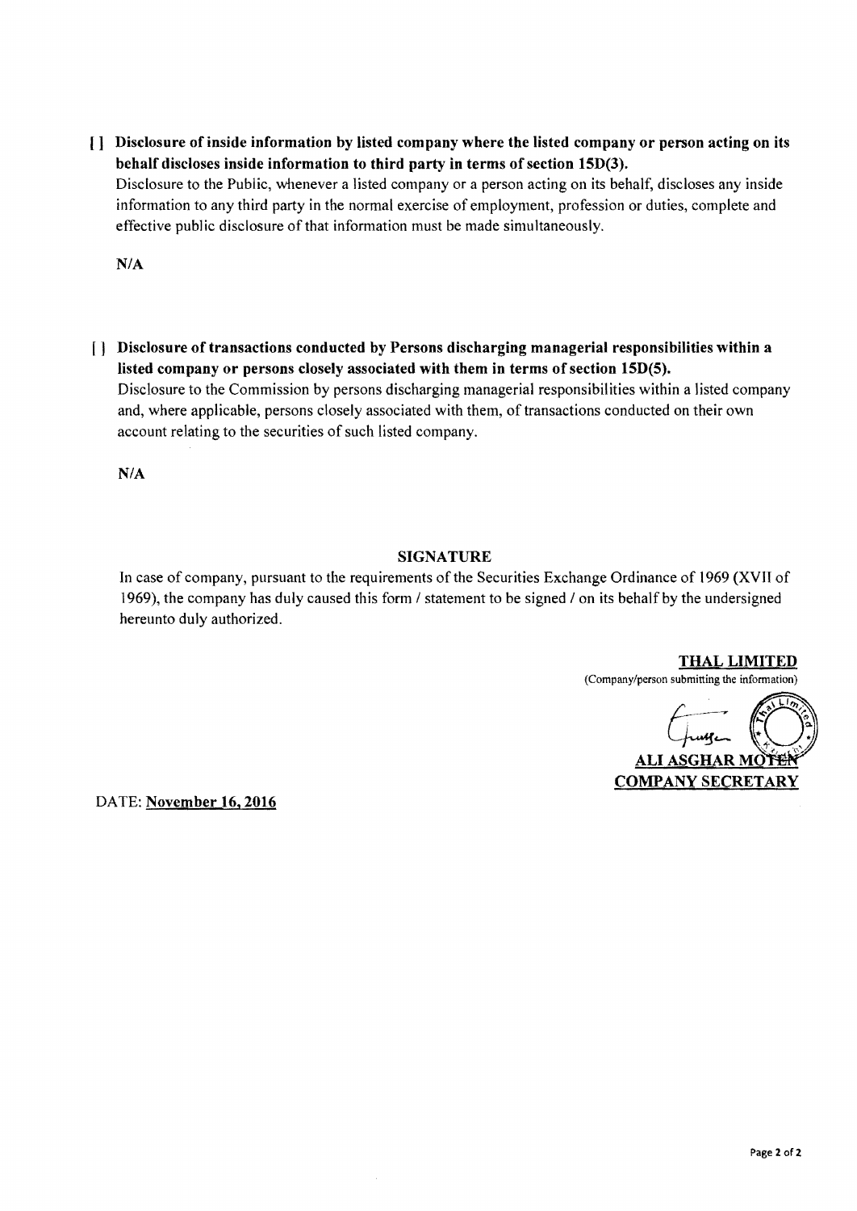[ ] **Disclosure of inside information by listed company where the listed company or person acting on its behalf discloses inside information to third party in terms of section 15D(3).**
Disclosure to the Public, whenever a listed company or a person acting on its behalf, discloses any inside information to any third party in the normal exercise of employment, profession or duties, complete and effective public disclosure of that information must be made simultaneously.

**N/A**

[ ] **Disclosure of transactions conducted by Persons discharging managerial responsibilities within a listed company or persons closely associated with them in terms of section 15D(5).**
Disclosure to the Commission by persons discharging managerial responsibilities within a listed company and, where applicable, persons closely associated with them, of transactions conducted on their own account relating to the securities of such listed company.

**N/A**

**SIGNATURE**

In case of company, pursuant to the requirements of the Securities Exchange Ordinance of 1969 (XVII of 1969), the company has duly caused this form / statement to be signed / on its behalf by the undersigned hereunto duly authorized.

**THAL LIMITED**
(Company/person submitting the information)

**ALI ASGHAR MOTEN**
**COMPANY SECRETARY**

DATE: **November 16, 2016**